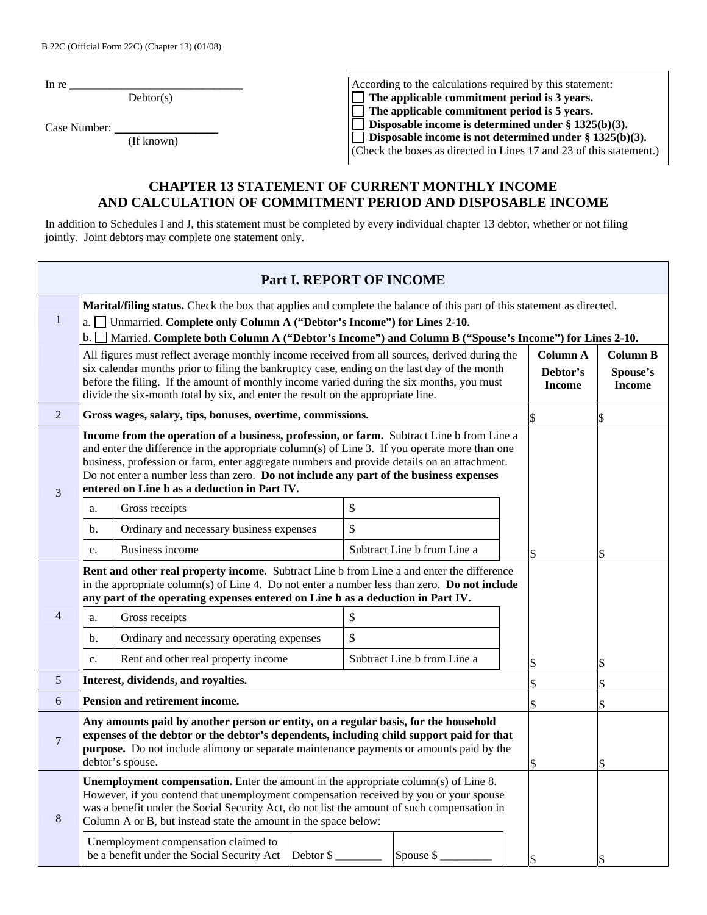B 22C (Official Form 22C) (Chapter 13) (01/08)

In re ______________________________
Debtor(s)

Case Number: __________________
(If known)

According to the calculations required by this statement:
- ☐ **The applicable commitment period is 3 years.**
- ☐ **The applicable commitment period is 5 years.**
- ☐ **Disposable income is determined under § 1325(b)(3).**
- ☐ **Disposable income is not determined under § 1325(b)(3).**

(Check the boxes as directed in Lines 17 and 23 of this statement.)

# CHAPTER 13 STATEMENT OF CURRENT MONTHLY INCOME AND CALCULATION OF COMMITMENT PERIOD AND DISPOSABLE INCOME

In addition to Schedules I and J, this statement must be completed by every individual chapter 13 debtor, whether or not filing jointly. Joint debtors may complete one statement only.

## Part I. REPORT OF INCOME

| | | Column A Debtor's Income | Column B Spouse's Income |
|---|---|---|---|
| 1 | **Marital/filing status.** Check the box that applies and complete the balance of this part of this statement as directed.<br>a. ☐ Unmarried. **Complete only Column A ("Debtor's Income") for Lines 2-10.**<br>b. ☐ Married. **Complete both Column A ("Debtor's Income") and Column B ("Spouse's Income") for Lines 2-10.**<br>All figures must reflect average monthly income received from all sources, derived during the six calendar months prior to filing the bankruptcy case, ending on the last day of the month before the filing. If the amount of monthly income varied during the six months, you must divide the six-month total by six, and enter the result on the appropriate line. | | |
| 2 | **Gross wages, salary, tips, bonuses, overtime, commissions.** | $ | $ |
| 3 | **Income from the operation of a business, profession, or farm.** Subtract Line b from Line a and enter the difference in the appropriate column(s) of Line 3. If you operate more than one business, profession or farm, enter aggregate numbers and provide details on an attachment. Do not enter a number less than zero. **Do not include any part of the business expenses entered on Line b as a deduction in Part IV.**<br>a. Gross receipts: $<br>b. Ordinary and necessary business expenses: $<br>c. Business income: Subtract Line b from Line a | $ | $ |
| 4 | **Rent and other real property income.** Subtract Line b from Line a and enter the difference in the appropriate column(s) of Line 4. Do not enter a number less than zero. **Do not include any part of the operating expenses entered on Line b as a deduction in Part IV.**<br>a. Gross receipts: $<br>b. Ordinary and necessary operating expenses: $<br>c. Rent and other real property income: Subtract Line b from Line a | $ | $ |
| 5 | **Interest, dividends, and royalties.** | $ | $ |
| 6 | **Pension and retirement income.** | $ | $ |
| 7 | **Any amounts paid by another person or entity, on a regular basis, for the household expenses of the debtor or the debtor's dependents, including child support paid for that purpose.** Do not include alimony or separate maintenance payments or amounts paid by the debtor's spouse. | $ | $ |
| 8 | **Unemployment compensation.** Enter the amount in the appropriate column(s) of Line 8. However, if you contend that unemployment compensation received by you or your spouse was a benefit under the Social Security Act, do not list the amount of such compensation in Column A or B, but instead state the amount in the space below:<br>Unemployment compensation claimed to be a benefit under the Social Security Act: Debtor $ ________ Spouse $ _________ | $ | $ |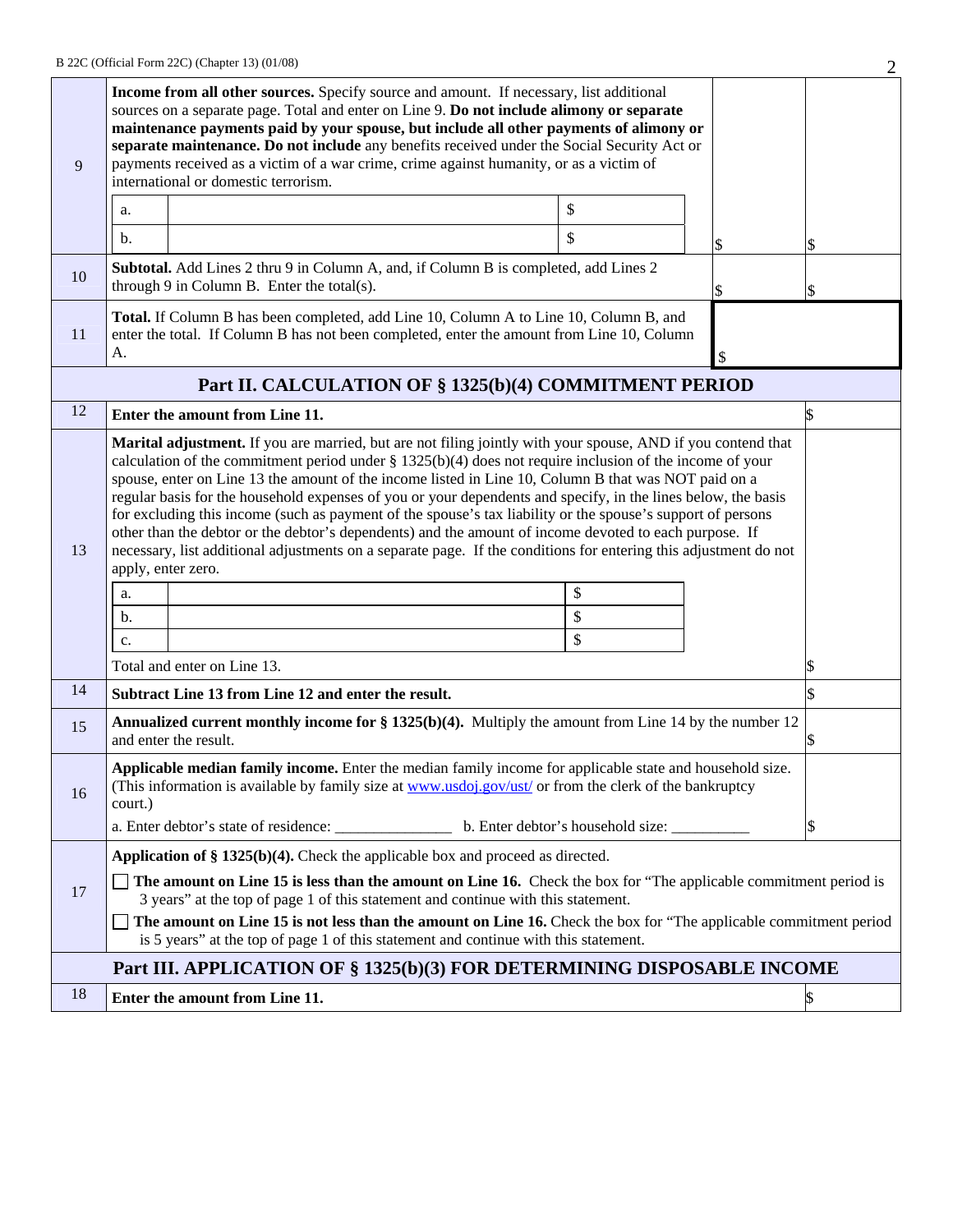| | | | |
|---|---|---|---|
| 9 | **Income from all other sources.** Specify source and amount. If necessary, list additional sources on a separate page. Total and enter on Line 9. **Do not include alimony or separate maintenance payments paid by your spouse, but include all other payments of alimony or separate maintenance. Do not include** any benefits received under the Social Security Act or payments received as a victim of a war crime, crime against humanity, or as a victim of international or domestic terrorism.<br>a. \_\_\_\_\_\_\_\_ $ \_\_\_\_\_\_<br>b. \_\_\_\_\_\_\_\_ $ \_\_\_\_\_\_ | $ | $ |
| 10 | **Subtotal.** Add Lines 2 thru 9 in Column A, and, if Column B is completed, add Lines 2 through 9 in Column B. Enter the total(s). | $ | $ |
| 11 | **Total.** If Column B has been completed, add Line 10, Column A to Line 10, Column B, and enter the total. If Column B has not been completed, enter the amount from Line 10, Column A. | $ | |

## Part II. CALCULATION OF § 1325(b)(4) COMMITMENT PERIOD

| | | |
|---|---|---|
| 12 | **Enter the amount from Line 11.** | $ |
| 13 | **Marital adjustment.** If you are married, but are not filing jointly with your spouse, AND if you contend that calculation of the commitment period under § 1325(b)(4) does not require inclusion of the income of your spouse, enter on Line 13 the amount of the income listed in Line 10, Column B that was NOT paid on a regular basis for the household expenses of you or your dependents and specify, in the lines below, the basis for excluding this income (such as payment of the spouse's tax liability or the spouse's support of persons other than the debtor or the debtor's dependents) and the amount of income devoted to each purpose. If necessary, list additional adjustments on a separate page. If the conditions for entering this adjustment do not apply, enter zero.<br>a. \_\_\_\_\_\_\_\_ $ \_\_\_\_\_\_<br>b. \_\_\_\_\_\_\_\_ $ \_\_\_\_\_\_<br>c. \_\_\_\_\_\_\_\_ $ \_\_\_\_\_\_<br>Total and enter on Line 13. | $ |
| 14 | **Subtract Line 13 from Line 12 and enter the result.** | $ |
| 15 | **Annualized current monthly income for § 1325(b)(4).** Multiply the amount from Line 14 by the number 12 and enter the result. | $ |
| 16 | **Applicable median family income.** Enter the median family income for applicable state and household size. (This information is available by family size at www.usdoj.gov/ust/ or from the clerk of the bankruptcy court.)<br>a. Enter debtor's state of residence: \_\_\_\_\_\_\_\_\_\_\_\_\_\_\_ b. Enter debtor's household size: \_\_\_\_\_\_\_\_\_\_ | $ |
| 17 | **Application of § 1325(b)(4).** Check the applicable box and proceed as directed.<br>☐ **The amount on Line 15 is less than the amount on Line 16.** Check the box for "The applicable commitment period is 3 years" at the top of page 1 of this statement and continue with this statement.<br>☐ **The amount on Line 15 is not less than the amount on Line 16.** Check the box for "The applicable commitment period is 5 years" at the top of page 1 of this statement and continue with this statement. | |

## Part III. APPLICATION OF § 1325(b)(3) FOR DETERMINING DISPOSABLE INCOME

| | | |
|---|---|---|
| 18 | **Enter the amount from Line 11.** | $ |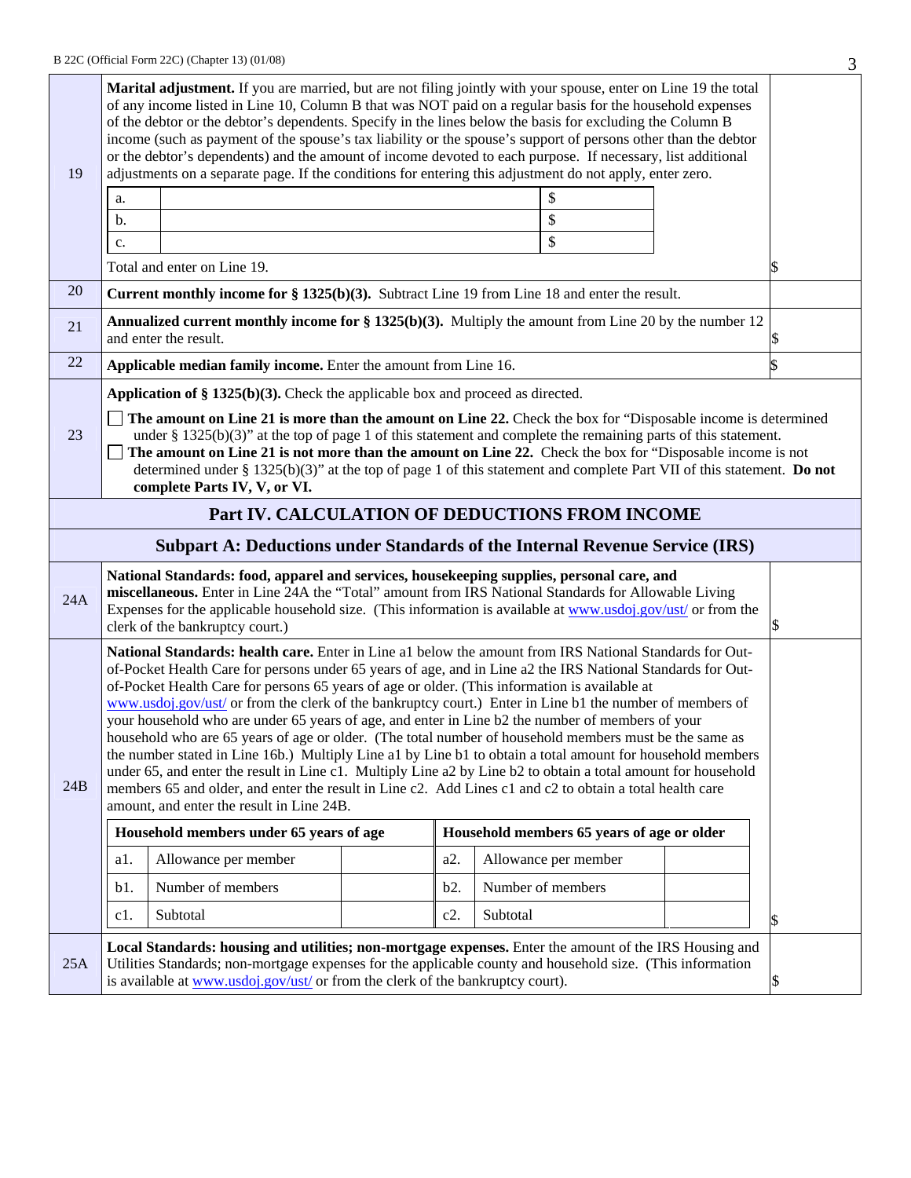| Line | Description | Amount |
|---|---|---|
| 19 | **Marital adjustment.** If you are married, but are not filing jointly with your spouse, enter on Line 19 the total of any income listed in Line 10, Column B that was NOT paid on a regular basis for the household expenses of the debtor or the debtor's dependents. Specify in the lines below the basis for excluding the Column B income (such as payment of the spouse's tax liability or the spouse's support of persons other than the debtor or the debtor's dependents) and the amount of income devoted to each purpose. If necessary, list additional adjustments on a separate page. If the conditions for entering this adjustment do not apply, enter zero.<br>a. _______ $<br>b. _______ $<br>c. _______ $<br>Total and enter on Line 19. | $ |
| 20 | **Current monthly income for § 1325(b)(3).** Subtract Line 19 from Line 18 and enter the result. | |
| 21 | **Annualized current monthly income for § 1325(b)(3).** Multiply the amount from Line 20 by the number 12 and enter the result. | $ |
| 22 | **Applicable median family income.** Enter the amount from Line 16. | $ |
| 23 | **Application of § 1325(b)(3).** Check the applicable box and proceed as directed.<br>☐ **The amount on Line 21 is more than the amount on Line 22.** Check the box for "Disposable income is determined under § 1325(b)(3)" at the top of page 1 of this statement and complete the remaining parts of this statement.<br>☐ **The amount on Line 21 is not more than the amount on Line 22.** Check the box for "Disposable income is not determined under § 1325(b)(3)" at the top of page 1 of this statement and complete Part VII of this statement. **Do not complete Parts IV, V, or VI.** | |

## Part IV. CALCULATION OF DEDUCTIONS FROM INCOME

### Subpart A: Deductions under Standards of the Internal Revenue Service (IRS)

| Line | Description | Amount |
|---|---|---|
| 24A | **National Standards: food, apparel and services, housekeeping supplies, personal care, and miscellaneous.** Enter in Line 24A the "Total" amount from IRS National Standards for Allowable Living Expenses for the applicable household size. (This information is available at www.usdoj.gov/ust/ or from the clerk of the bankruptcy court.) | $ |
| 24B | **National Standards: health care.** Enter in Line a1 below the amount from IRS National Standards for Out-of-Pocket Health Care for persons under 65 years of age, and in Line a2 the IRS National Standards for Out-of-Pocket Health Care for persons 65 years of age or older. (This information is available at www.usdoj.gov/ust/ or from the clerk of the bankruptcy court.) Enter in Line b1 the number of members of your household who are under 65 years of age, and enter in Line b2 the number of members of your household who are 65 years of age or older. (The total number of household members must be the same as the number stated in Line 16b.) Multiply Line a1 by Line b1 to obtain a total amount for household members under 65, and enter the result in Line c1. Multiply Line a2 by Line b2 to obtain a total amount for household members 65 and older, and enter the result in Line c2. Add Lines c1 and c2 to obtain a total health care amount, and enter the result in Line 24B. | $ |

| Household members under 65 years of age | | | Household members 65 years of age or older | | |
|---|---|---|---|---|---|
| a1. | Allowance per member | | a2. | Allowance per member | |
| b1. | Number of members | | b2. | Number of members | |
| c1. | Subtotal | | c2. | Subtotal | |

| Line | Description | Amount |
|---|---|---|
| 25A | **Local Standards: housing and utilities; non-mortgage expenses.** Enter the amount of the IRS Housing and Utilities Standards; non-mortgage expenses for the applicable county and household size. (This information is available at www.usdoj.gov/ust/ or from the clerk of the bankruptcy court). | $ |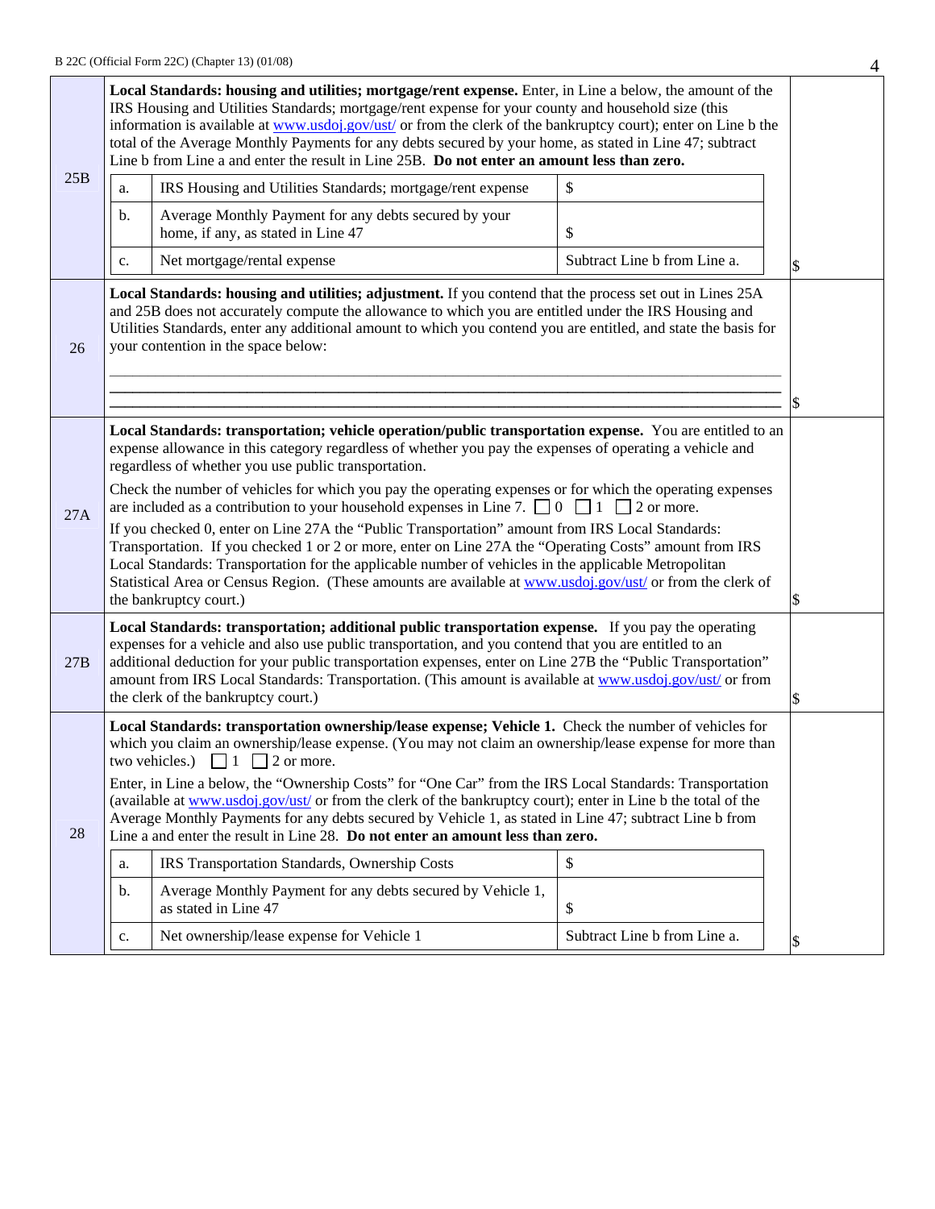| Line | Description | Amount |
|---|---|---|
| 25B | **Local Standards: housing and utilities; mortgage/rent expense.** Enter, in Line a below, the amount of the IRS Housing and Utilities Standards; mortgage/rent expense for your county and household size (this information is available at www.usdoj.gov/ust/ or from the clerk of the bankruptcy court); enter on Line b the total of the Average Monthly Payments for any debts secured by your home, as stated in Line 47; subtract Line b from Line a and enter the result in Line 25B. **Do not enter an amount less than zero.**<br><br>a. IRS Housing and Utilities Standards; mortgage/rent expense — $<br>b. Average Monthly Payment for any debts secured by your home, if any, as stated in Line 47 — $<br>c. Net mortgage/rental expense — Subtract Line b from Line a. | $ |
| 26 | **Local Standards: housing and utilities; adjustment.** If you contend that the process set out in Lines 25A and 25B does not accurately compute the allowance to which you are entitled under the IRS Housing and Utilities Standards, enter any additional amount to which you contend you are entitled, and state the basis for your contention in the space below:<br><br>\_\_\_\_\_\_\_\_\_\_\_\_\_\_\_\_\_\_\_\_\_\_\_\_\_\_\_\_\_\_\_\_\_\_\_\_\_\_\_\_<br>\_\_\_\_\_\_\_\_\_\_\_\_\_\_\_\_\_\_\_\_\_\_\_\_\_\_\_\_\_\_\_\_\_\_\_\_\_\_\_\_<br>\_\_\_\_\_\_\_\_\_\_\_\_\_\_\_\_\_\_\_\_\_\_\_\_\_\_\_\_\_\_\_\_\_\_\_\_\_\_\_\_ | $ |
| 27A | **Local Standards: transportation; vehicle operation/public transportation expense.** You are entitled to an expense allowance in this category regardless of whether you pay the expenses of operating a vehicle and regardless of whether you use public transportation.<br><br>Check the number of vehicles for which you pay the operating expenses or for which the operating expenses are included as a contribution to your household expenses in Line 7. ☐ 0 ☐ 1 ☐ 2 or more.<br><br>If you checked 0, enter on Line 27A the "Public Transportation" amount from IRS Local Standards: Transportation. If you checked 1 or 2 or more, enter on Line 27A the "Operating Costs" amount from IRS Local Standards: Transportation for the applicable number of vehicles in the applicable Metropolitan Statistical Area or Census Region. (These amounts are available at www.usdoj.gov/ust/ or from the clerk of the bankruptcy court.) | $ |
| 27B | **Local Standards: transportation; additional public transportation expense.** If you pay the operating expenses for a vehicle and also use public transportation, and you contend that you are entitled to an additional deduction for your public transportation expenses, enter on Line 27B the "Public Transportation" amount from IRS Local Standards: Transportation. (This amount is available at www.usdoj.gov/ust/ or from the clerk of the bankruptcy court.) | $ |
| 28 | **Local Standards: transportation ownership/lease expense; Vehicle 1.** Check the number of vehicles for which you claim an ownership/lease expense. (You may not claim an ownership/lease expense for more than two vehicles.) ☐ 1 ☐ 2 or more.<br><br>Enter, in Line a below, the "Ownership Costs" for "One Car" from the IRS Local Standards: Transportation (available at www.usdoj.gov/ust/ or from the clerk of the bankruptcy court); enter in Line b the total of the Average Monthly Payments for any debts secured by Vehicle 1, as stated in Line 47; subtract Line b from Line a and enter the result in Line 28. **Do not enter an amount less than zero.**<br><br>a. IRS Transportation Standards, Ownership Costs — $<br>b. Average Monthly Payment for any debts secured by Vehicle 1, as stated in Line 47 — $<br>c. Net ownership/lease expense for Vehicle 1 — Subtract Line b from Line a. | $ |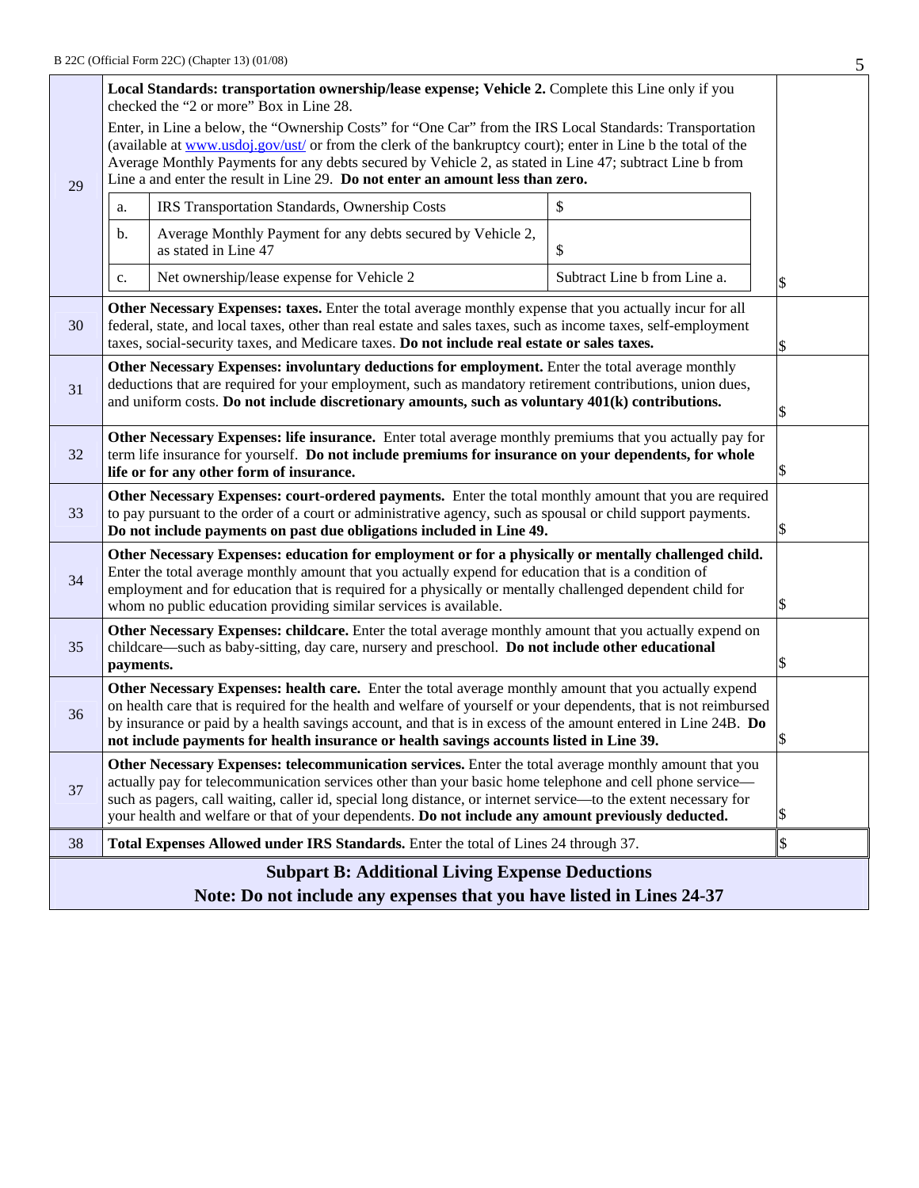| | | |
|---|---|---|
| 29 | **Local Standards: transportation ownership/lease expense; Vehicle 2.** Complete this Line only if you checked the "2 or more" Box in Line 28.<br><br>Enter, in Line a below, the "Ownership Costs" for "One Car" from the IRS Local Standards: Transportation (available at www.usdoj.gov/ust/ or from the clerk of the bankruptcy court); enter in Line b the total of the Average Monthly Payments for any debts secured by Vehicle 2, as stated in Line 47; subtract Line b from Line a and enter the result in Line 29. **Do not enter an amount less than zero.**<br><br>a. IRS Transportation Standards, Ownership Costs — $<br>b. Average Monthly Payment for any debts secured by Vehicle 2, as stated in Line 47 — $<br>c. Net ownership/lease expense for Vehicle 2 — Subtract Line b from Line a. | $ |
| 30 | **Other Necessary Expenses: taxes.** Enter the total average monthly expense that you actually incur for all federal, state, and local taxes, other than real estate and sales taxes, such as income taxes, self-employment taxes, social-security taxes, and Medicare taxes. **Do not include real estate or sales taxes.** | $ |
| 31 | **Other Necessary Expenses: involuntary deductions for employment.** Enter the total average monthly deductions that are required for your employment, such as mandatory retirement contributions, union dues, and uniform costs. **Do not include discretionary amounts, such as voluntary 401(k) contributions.** | $ |
| 32 | **Other Necessary Expenses: life insurance.** Enter total average monthly premiums that you actually pay for term life insurance for yourself. **Do not include premiums for insurance on your dependents, for whole life or for any other form of insurance.** | $ |
| 33 | **Other Necessary Expenses: court-ordered payments.** Enter the total monthly amount that you are required to pay pursuant to the order of a court or administrative agency, such as spousal or child support payments. **Do not include payments on past due obligations included in Line 49.** | $ |
| 34 | **Other Necessary Expenses: education for employment or for a physically or mentally challenged child.** Enter the total average monthly amount that you actually expend for education that is a condition of employment and for education that is required for a physically or mentally challenged dependent child for whom no public education providing similar services is available. | $ |
| 35 | **Other Necessary Expenses: childcare.** Enter the total average monthly amount that you actually expend on childcare—such as baby-sitting, day care, nursery and preschool. **Do not include other educational payments.** | $ |
| 36 | **Other Necessary Expenses: health care.** Enter the total average monthly amount that you actually expend on health care that is required for the health and welfare of yourself or your dependents, that is not reimbursed by insurance or paid by a health savings account, and that is in excess of the amount entered in Line 24B. **Do not include payments for health insurance or health savings accounts listed in Line 39.** | $ |
| 37 | **Other Necessary Expenses: telecommunication services.** Enter the total average monthly amount that you actually pay for telecommunication services other than your basic home telephone and cell phone service—such as pagers, call waiting, caller id, special long distance, or internet service—to the extent necessary for your health and welfare or that of your dependents. **Do not include any amount previously deducted.** | $ |
| 38 | **Total Expenses Allowed under IRS Standards.** Enter the total of Lines 24 through 37. | $ |

## Subpart B: Additional Living Expense Deductions

**Note: Do not include any expenses that you have listed in Lines 24-37**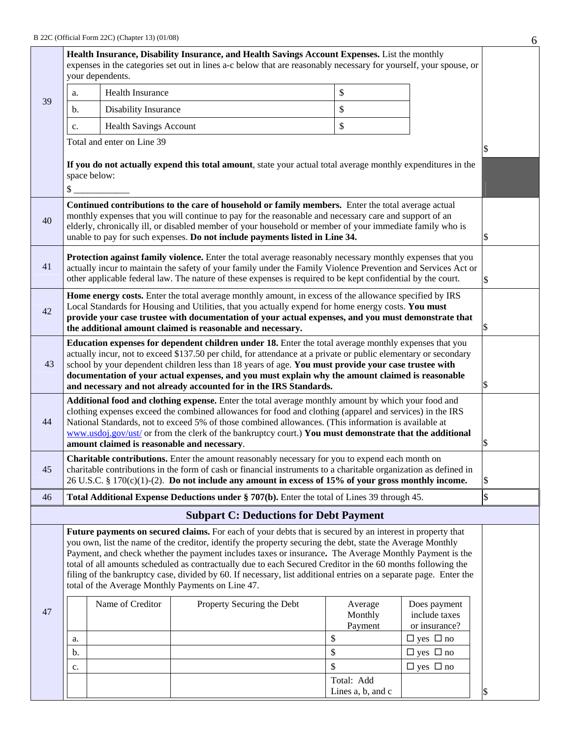| | | |
|---|---|---|
| 39 | **Health Insurance, Disability Insurance, and Health Savings Account Expenses.** List the monthly expenses in the categories set out in lines a-c below that are reasonably necessary for yourself, your spouse, or your dependents.<br><br>a. Health Insurance $<br>b. Disability Insurance $<br>c. Health Savings Account $<br><br>Total and enter on Line 39<br><br>**If you do not actually expend this total amount**, state your actual total average monthly expenditures in the space below:<br>$ ____________ | $ |
| 40 | **Continued contributions to the care of household or family members.** Enter the total average actual monthly expenses that you will continue to pay for the reasonable and necessary care and support of an elderly, chronically ill, or disabled member of your household or member of your immediate family who is unable to pay for such expenses. **Do not include payments listed in Line 34.** | $ |
| 41 | **Protection against family violence.** Enter the total average reasonably necessary monthly expenses that you actually incur to maintain the safety of your family under the Family Violence Prevention and Services Act or other applicable federal law. The nature of these expenses is required to be kept confidential by the court. | $ |
| 42 | **Home energy costs.** Enter the total average monthly amount, in excess of the allowance specified by IRS Local Standards for Housing and Utilities, that you actually expend for home energy costs. **You must provide your case trustee with documentation of your actual expenses, and you must demonstrate that the additional amount claimed is reasonable and necessary.** | $ |
| 43 | **Education expenses for dependent children under 18.** Enter the total average monthly expenses that you actually incur, not to exceed $137.50 per child, for attendance at a private or public elementary or secondary school by your dependent children less than 18 years of age. **You must provide your case trustee with documentation of your actual expenses, and you must explain why the amount claimed is reasonable and necessary and not already accounted for in the IRS Standards.** | $ |
| 44 | **Additional food and clothing expense.** Enter the total average monthly amount by which your food and clothing expenses exceed the combined allowances for food and clothing (apparel and services) in the IRS National Standards, not to exceed 5% of those combined allowances. (This information is available at www.usdoj.gov/ust/ or from the clerk of the bankruptcy court.) **You must demonstrate that the additional amount claimed is reasonable and necessary**. | $ |
| 45 | **Charitable contributions.** Enter the amount reasonably necessary for you to expend each month on charitable contributions in the form of cash or financial instruments to a charitable organization as defined in 26 U.S.C. § 170(c)(1)-(2). **Do not include any amount in excess of 15% of your gross monthly income.** | $ |
| 46 | **Total Additional Expense Deductions under § 707(b).** Enter the total of Lines 39 through 45. | $ |

## Subpart C: Deductions for Debt Payment

**47** **Future payments on secured claims.** For each of your debts that is secured by an interest in property that you own, list the name of the creditor, identify the property securing the debt, state the Average Monthly Payment, and check whether the payment includes taxes or insurance**.** The Average Monthly Payment is the total of all amounts scheduled as contractually due to each Secured Creditor in the 60 months following the filing of the bankruptcy case, divided by 60. If necessary, list additional entries on a separate page. Enter the total of the Average Monthly Payments on Line 47.

| | Name of Creditor | Property Securing the Debt | Average Monthly Payment | Does payment include taxes or insurance? |
|---|---|---|---|---|
| a. | | | $ | ☐ yes ☐ no |
| b. | | | $ | ☐ yes ☐ no |
| c. | | | $ | ☐ yes ☐ no |
| | | | Total: Add Lines a, b, and c | |

$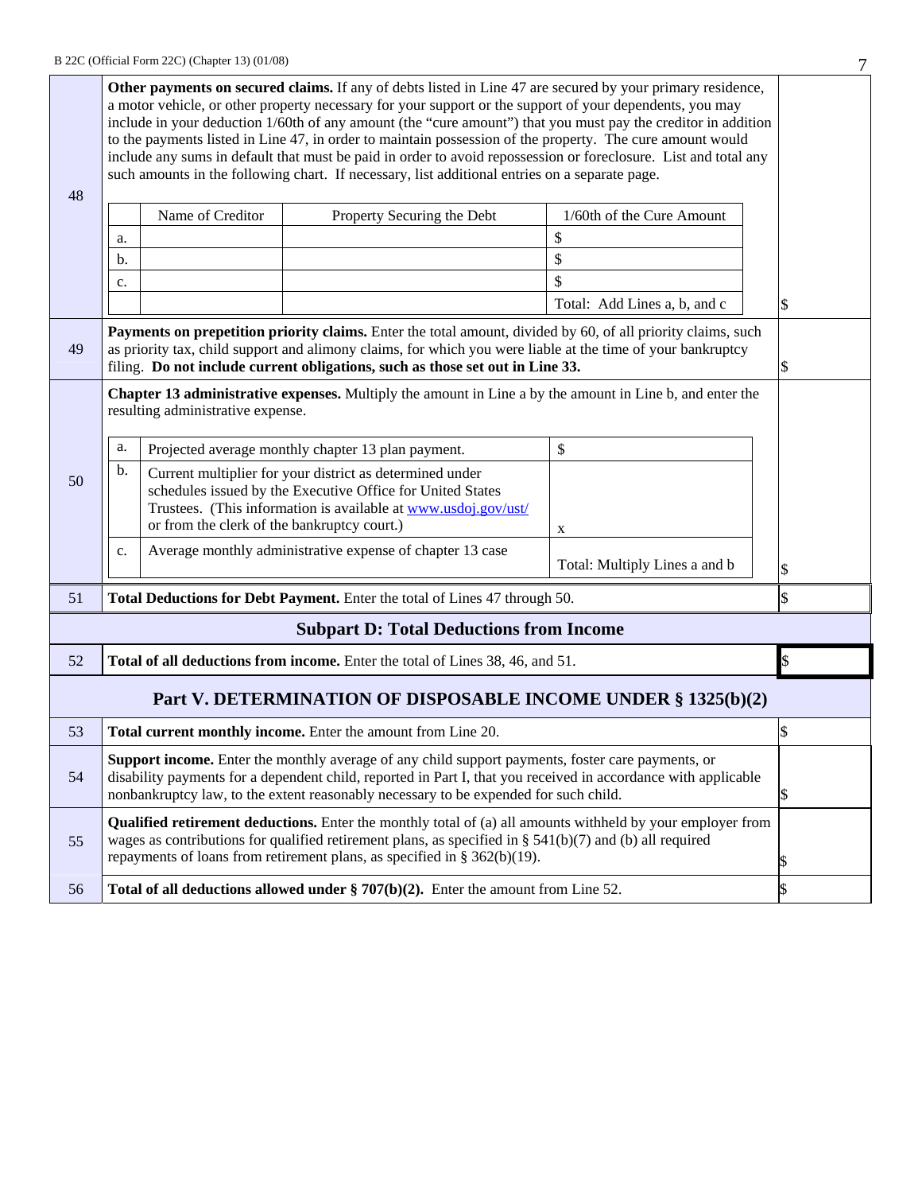| | | |
|---|---|---|
| 48 | **Other payments on secured claims.** If any of debts listed in Line 47 are secured by your primary residence, a motor vehicle, or other property necessary for your support or the support of your dependents, you may include in your deduction 1/60th of any amount (the "cure amount") that you must pay the creditor in addition to the payments listed in Line 47, in order to maintain possession of the property. The cure amount would include any sums in default that must be paid in order to avoid repossession or foreclosure. List and total any such amounts in the following chart. If necessary, list additional entries on a separate page. | |

| | Name of Creditor | Property Securing the Debt | 1/60th of the Cure Amount |
|---|---|---|---|
| a. | | | $ |
| b. | | | $ |
| c. | | | $ |
| | | | Total: Add Lines a, b, and c |

Line 48 total: $

| | | |
|---|---|---|
| 49 | **Payments on prepetition priority claims.** Enter the total amount, divided by 60, of all priority claims, such as priority tax, child support and alimony claims, for which you were liable at the time of your bankruptcy filing. **Do not include current obligations, such as those set out in Line 33.** | $ |
| 50 | **Chapter 13 administrative expenses.** Multiply the amount in Line a by the amount in Line b, and enter the resulting administrative expense. | |

| | | |
|---|---|---|
| a. | Projected average monthly chapter 13 plan payment. | $ |
| b. | Current multiplier for your district as determined under schedules issued by the Executive Office for United States Trustees. (This information is available at www.usdoj.gov/ust/ or from the clerk of the bankruptcy court.) | x |
| c. | Average monthly administrative expense of chapter 13 case | Total: Multiply Lines a and b |

Line 50 total: $

| | | |
|---|---|---|
| 51 | **Total Deductions for Debt Payment.** Enter the total of Lines 47 through 50. | $ |

## Subpart D: Total Deductions from Income

| | | |
|---|---|---|
| 52 | **Total of all deductions from income.** Enter the total of Lines 38, 46, and 51. | $ |

## Part V. DETERMINATION OF DISPOSABLE INCOME UNDER § 1325(b)(2)

| | | |
|---|---|---|
| 53 | **Total current monthly income.** Enter the amount from Line 20. | $ |
| 54 | **Support income.** Enter the monthly average of any child support payments, foster care payments, or disability payments for a dependent child, reported in Part I, that you received in accordance with applicable nonbankruptcy law, to the extent reasonably necessary to be expended for such child. | $ |
| 55 | **Qualified retirement deductions.** Enter the monthly total of (a) all amounts withheld by your employer from wages as contributions for qualified retirement plans, as specified in § 541(b)(7) and (b) all required repayments of loans from retirement plans, as specified in § 362(b)(19). | $ |
| 56 | **Total of all deductions allowed under § 707(b)(2).** Enter the amount from Line 52. | $ |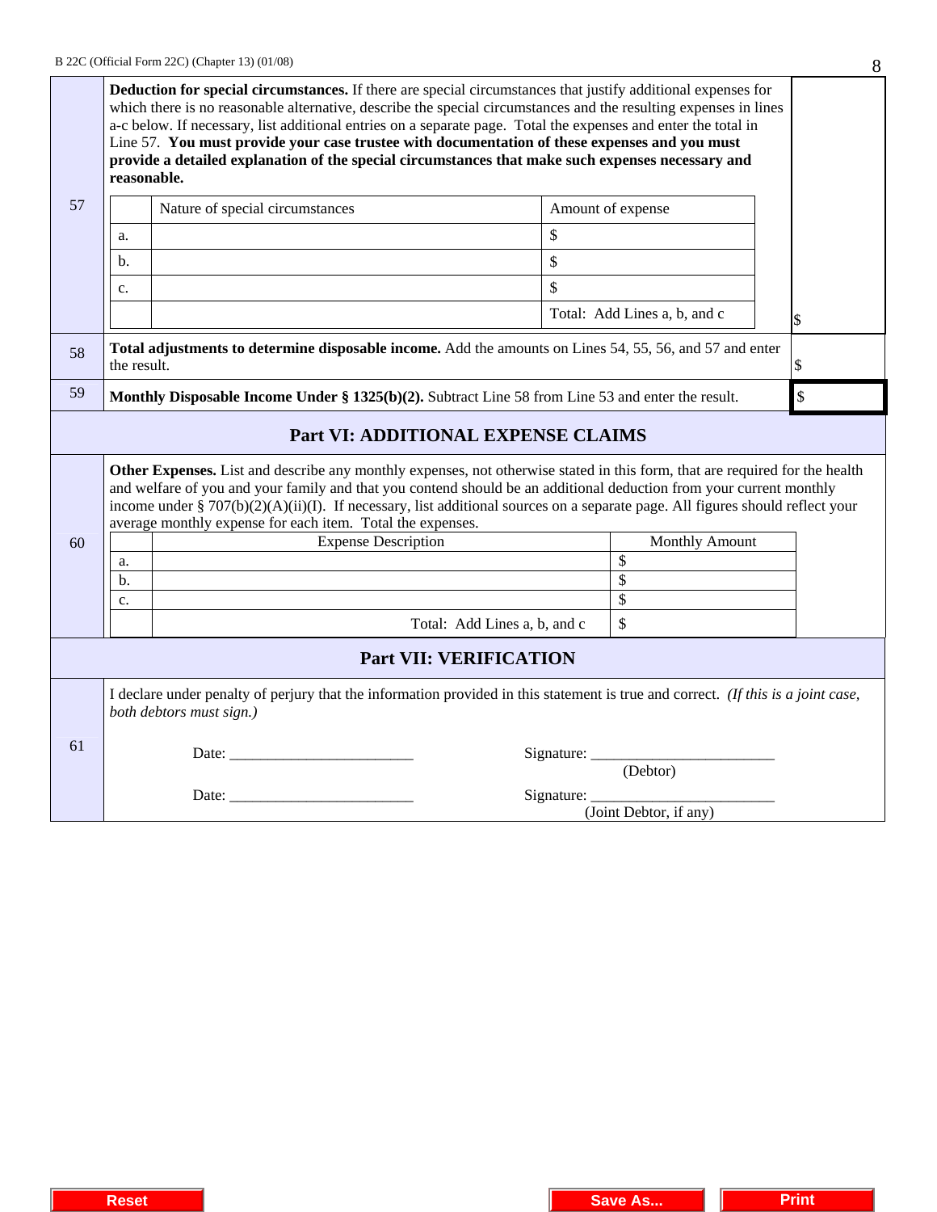| | | |
|---|---|---|
| 57 | **Deduction for special circumstances.** If there are special circumstances that justify additional expenses for which there is no reasonable alternative, describe the special circumstances and the resulting expenses in lines a-c below. If necessary, list additional entries on a separate page. Total the expenses and enter the total in Line 57. **You must provide your case trustee with documentation of these expenses and you must provide a detailed explanation of the special circumstances that make such expenses necessary and reasonable.** | |

| | Nature of special circumstances | Amount of expense |
|---|---|---|
| a. | | $ |
| b. | | $ |
| c. | | $ |
| | | Total: Add Lines a, b, and c |

$

| | | |
|---|---|---|
| 58 | **Total adjustments to determine disposable income.** Add the amounts on Lines 54, 55, 56, and 57 and enter the result. | $ |
| 59 | **Monthly Disposable Income Under § 1325(b)(2).** Subtract Line 58 from Line 53 and enter the result. | $ |

## Part VI: ADDITIONAL EXPENSE CLAIMS

**60** **Other Expenses.** List and describe any monthly expenses, not otherwise stated in this form, that are required for the health and welfare of you and your family and that you contend should be an additional deduction from your current monthly income under § 707(b)(2)(A)(ii)(I). If necessary, list additional sources on a separate page. All figures should reflect your average monthly expense for each item. Total the expenses.

| | Expense Description | Monthly Amount |
|---|---|---|
| a. | | $ |
| b. | | $ |
| c. | | $ |
| | Total: Add Lines a, b, and c | $ |

## Part VII: VERIFICATION

**61** I declare under penalty of perjury that the information provided in this statement is true and correct. *(If this is a joint case, both debtors must sign.)*

Date: ________________________ Signature: ________________________
(Debtor)

Date: ________________________ Signature: ________________________
(Joint Debtor, if any)

Reset Save As... Print